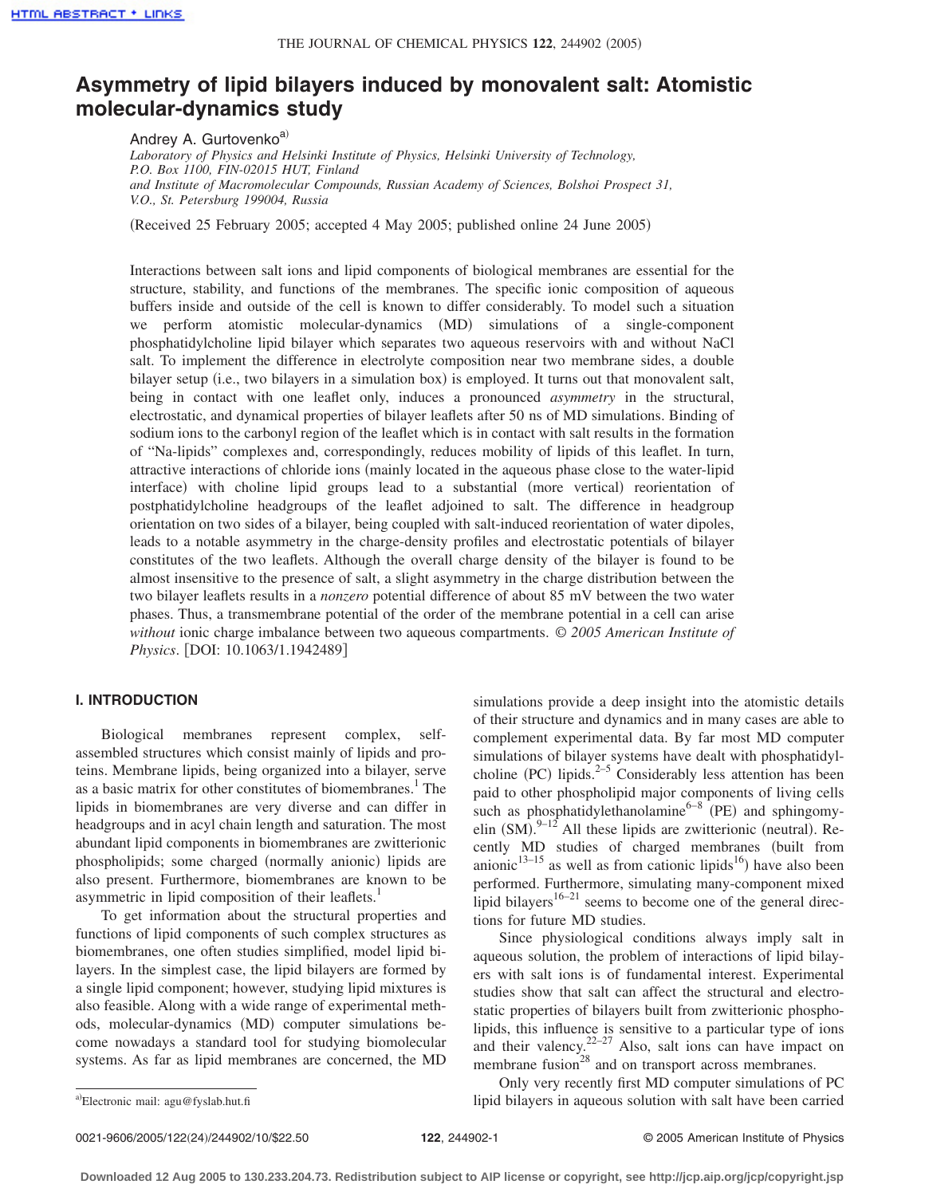# Asymmetry of lipid bilayers induced by monovalent salt: Atomistic molecular-dynamics study

Andrey A. Gurtovenko[a]

*Laboratory of Physics and Helsinki Institute of Physics, Helsinki University of Technology, P.O. Box 1100, FIN-02015 HUT, Finland and Institute of Macromolecular Compounds, Russian Academy of Sciences, Bolshoi Prospect 31, V.O., St. Petersburg 199004, Russia*

(Received 25 February 2005; accepted 4 May 2005; published online 24 June 2005)

Interactions between salt ions and lipid components of biological membranes are essential for the structure, stability, and functions of the membranes. The specific ionic composition of aqueous buffers inside and outside of the cell is known to differ considerably. To model such a situation we perform atomistic molecular-dynamics (MD) simulations of a single-component phosphatidylcholine lipid bilayer which separates two aqueous reservoirs with and without NaCl salt. To implement the difference in electrolyte composition near two membrane sides, a double bilayer setup (i.e., two bilayers in a simulation box) is employed. It turns out that monovalent salt, being in contact with one leaflet only, induces a pronounced *asymmetry* in the structural, electrostatic, and dynamical properties of bilayer leaflets after 50 ns of MD simulations. Binding of sodium ions to the carbonyl region of the leaflet which is in contact with salt results in the formation of "Na-lipids" complexes and, correspondingly, reduces mobility of lipids of this leaflet. In turn, attractive interactions of chloride ions (mainly located in the aqueous phase close to the water-lipid interface) with choline lipid groups lead to a substantial (more vertical) reorientation of postphatidylcholine headgroups of the leaflet adjoined to salt. The difference in headgroup orientation on two sides of a bilayer, being coupled with salt-induced reorientation of water dipoles, leads to a notable asymmetry in the charge-density profiles and electrostatic potentials of bilayer constitutes of the two leaflets. Although the overall charge density of the bilayer is found to be almost insensitive to the presence of salt, a slight asymmetry in the charge distribution between the two bilayer leaflets results in a *nonzero* potential difference of about 85 mV between the two water phases. Thus, a transmembrane potential of the order of the membrane potential in a cell can arise *without* ionic charge imbalance between two aqueous compartments. © *2005 American Institute of Physics*. [DOI: 10.1063/1.1942489]

## I. INTRODUCTION

Biological membranes represent complex, self-assembled structures which consist mainly of lipids and proteins. Membrane lipids, being organized into a bilayer, serve as a basic matrix for other constitutes of biomembranes.[1] The lipids in biomembranes are very diverse and can differ in headgroups and in acyl chain length and saturation. The most abundant lipid components in biomembranes are zwitterionic phospholipids; some charged (normally anionic) lipids are also present. Furthermore, biomembranes are known to be asymmetric in lipid composition of their leaflets.[1]

To get information about the structural properties and functions of lipid components of such complex structures as biomembranes, one often studies simplified, model lipid bilayers. In the simplest case, the lipid bilayers are formed by a single lipid component; however, studying lipid mixtures is also feasible. Along with a wide range of experimental methods, molecular-dynamics (MD) computer simulations become nowadays a standard tool for studying biomolecular systems. As far as lipid membranes are concerned, the MD simulations provide a deep insight into the atomistic details of their structure and dynamics and in many cases are able to complement experimental data. By far most MD computer simulations of bilayer systems have dealt with phosphatidylcholine (PC) lipids.[2–5] Considerably less attention has been paid to other phospholipid major components of living cells such as phosphatidylethanolamine[6–8] (PE) and sphingomyelin (SM).[9–12] All these lipids are zwitterionic (neutral). Recently MD studies of charged membranes (built from anionic[13–15] as well as from cationic lipids[16]) have also been performed. Furthermore, simulating many-component mixed lipid bilayers[16–21] seems to become one of the general directions for future MD studies.

Since physiological conditions always imply salt in aqueous solution, the problem of interactions of lipid bilayers with salt ions is of fundamental interest. Experimental studies show that salt can affect the structural and electrostatic properties of bilayers built from zwitterionic phospholipids, this influence is sensitive to a particular type of ions and their valency.[22–27] Also, salt ions can have impact on membrane fusion[28] and on transport across membranes.

Only very recently first MD computer simulations of PC lipid bilayers in aqueous solution with salt have been carried

[a] Electronic mail: agu@fyslab.hut.fi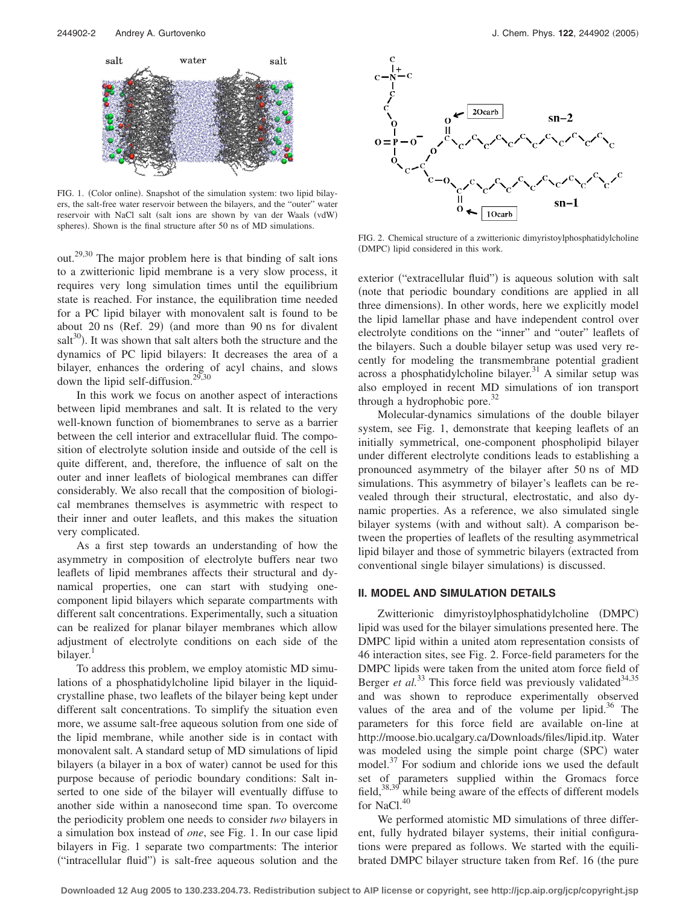FIG. 1. (Color online). Snapshot of the simulation system: two lipid bilayers, the salt-free water reservoir between the bilayers, and the "outer" water reservoir with NaCl salt (salt ions are shown by van der Waals (vdW) spheres). Shown is the final structure after 50 ns of MD simulations.

out.[29,30] The major problem here is that binding of salt ions to a zwitterionic lipid membrane is a very slow process, it requires very long simulation times until the equilibrium state is reached. For instance, the equilibration time needed for a PC lipid bilayer with monovalent salt is found to be about 20 ns (Ref. 29) (and more than 90 ns for divalent salt[30]). It was shown that salt alters both the structure and the dynamics of PC lipid bilayers: It decreases the area of a bilayer, enhances the ordering of acyl chains, and slows down the lipid self-diffusion.[29,30]

In this work we focus on another aspect of interactions between lipid membranes and salt. It is related to the very well-known function of biomembranes to serve as a barrier between the cell interior and extracellular fluid. The composition of electrolyte solution inside and outside of the cell is quite different, and, therefore, the influence of salt on the outer and inner leaflets of biological membranes can differ considerably. We also recall that the composition of biological membranes themselves is asymmetric with respect to their inner and outer leaflets, and this makes the situation very complicated.

As a first step towards an understanding of how the asymmetry in composition of electrolyte buffers near two leaflets of lipid membranes affects their structural and dynamical properties, one can start with studying one-component lipid bilayers which separate compartments with different salt concentrations. Experimentally, such a situation can be realized for planar bilayer membranes which allow adjustment of electrolyte conditions on each side of the bilayer.[1]

To address this problem, we employ atomistic MD simulations of a phosphatidylcholine lipid bilayer in the liquid-crystalline phase, two leaflets of the bilayer being kept under different salt concentrations. To simplify the situation even more, we assume salt-free aqueous solution from one side of the lipid membrane, while another side is in contact with monovalent salt. A standard setup of MD simulations of lipid bilayers (a bilayer in a box of water) cannot be used for this purpose because of periodic boundary conditions: Salt inserted to one side of the bilayer will eventually diffuse to another side within a nanosecond time span. To overcome the periodicity problem one needs to consider *two* bilayers in a simulation box instead of *one*, see Fig. 1. In our case lipid bilayers in Fig. 1 separate two compartments: The interior ("intracellular fluid") is salt-free aqueous solution and the exterior ("extracellular fluid") is aqueous solution with salt (note that periodic boundary conditions are applied in all three dimensions). In other words, here we explicitly model the lipid lamellar phase and have independent control over electrolyte conditions on the "inner" and "outer" leaflets of the bilayers. Such a double bilayer setup was used very recently for modeling the transmembrane potential gradient across a phosphatidylcholine bilayer.[31] A similar setup was also employed in recent MD simulations of ion transport through a hydrophobic pore.[32]

FIG. 2. Chemical structure of a zwitterionic dimyristoylphosphatidylcholine (DMPC) lipid considered in this work.

Molecular-dynamics simulations of the double bilayer system, see Fig. 1, demonstrate that keeping leaflets of an initially symmetrical, one-component phospholipid bilayer under different electrolyte conditions leads to establishing a pronounced asymmetry of the bilayer after 50 ns of MD simulations. This asymmetry of bilayer's leaflets can be revealed through their structural, electrostatic, and also dynamic properties. As a reference, we also simulated single bilayer systems (with and without salt). A comparison between the properties of leaflets of the resulting asymmetrical lipid bilayer and those of symmetric bilayers (extracted from conventional single bilayer simulations) is discussed.

## II. MODEL AND SIMULATION DETAILS

Zwitterionic dimyristoylphosphatidylcholine (DMPC) lipid was used for the bilayer simulations presented here. The DMPC lipid within a united atom representation consists of 46 interaction sites, see Fig. 2. Force-field parameters for the DMPC lipids were taken from the united atom force field of Berger *et al.*[33] This force field was previously validated[34,35] and was shown to reproduce experimentally observed values of the area and of the volume per lipid.[36] The parameters for this force field are available on-line at http://moose.bio.ucalgary.ca/Downloads/files/lipid.itp. Water was modeled using the simple point charge (SPC) water model.[37] For sodium and chloride ions we used the default set of parameters supplied within the Gromacs force field,[38,39] while being aware of the effects of different models for NaCl.[40]

We performed atomistic MD simulations of three different, fully hydrated bilayer systems, their initial configurations were prepared as follows. We started with the equilibrated DMPC bilayer structure taken from Ref. 16 (the pure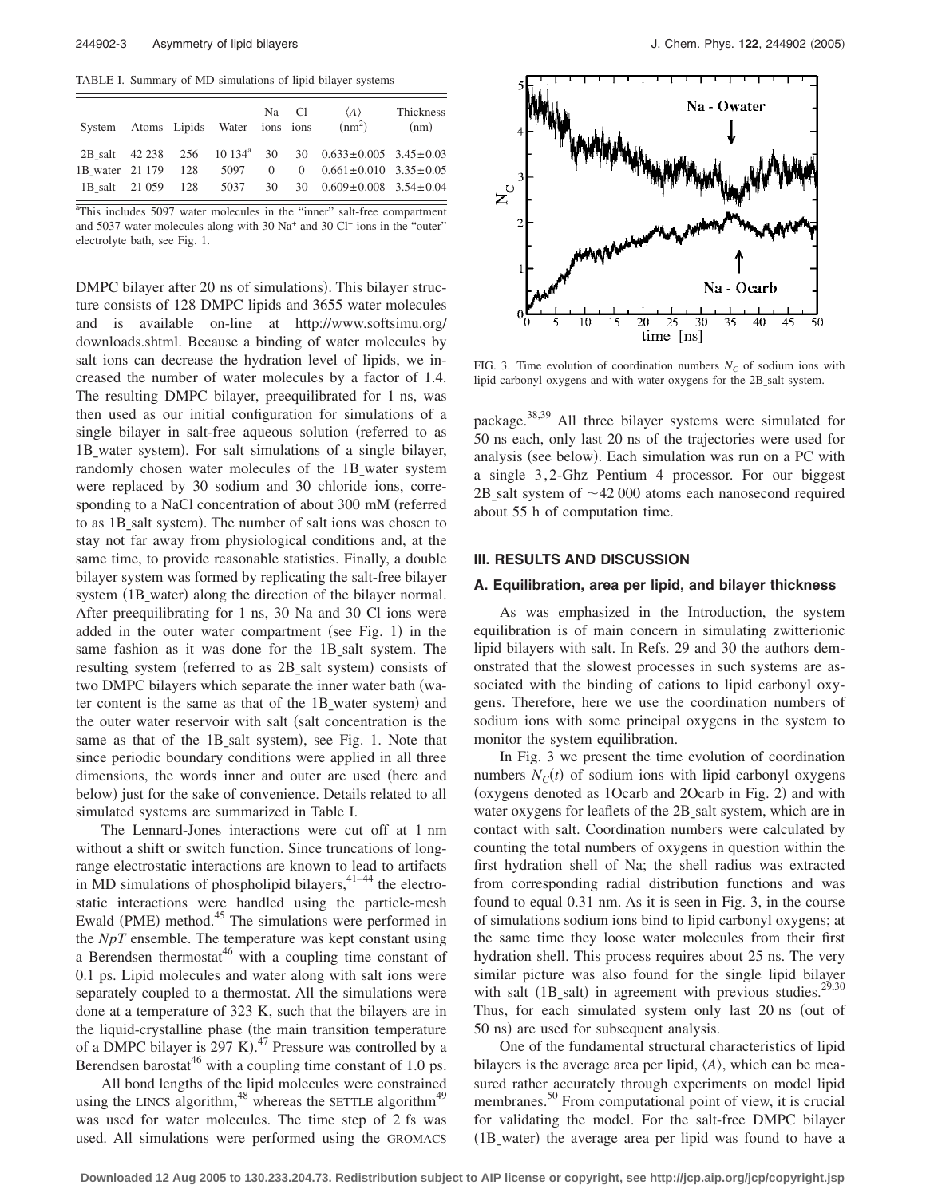TABLE I. Summary of MD simulations of lipid bilayer systems

| System | Atoms | Lipids | Water | Na ions | Cl ions | $\langle A \rangle$ ($nm^2$) | Thickness (nm) |
|---|---|---|---|---|---|---|---|
| 2B_salt | 42 238 | 256 | 10 134[a] | 30 | 30 | $0.633 \pm 0.005$ | $3.45 \pm 0.03$ |
| 1B_water | 21 179 | 128 | 5097 | 0 | 0 | $0.661 \pm 0.010$ | $3.35 \pm 0.05$ |
| 1B_salt | 21 059 | 128 | 5037 | 30 | 30 | $0.609 \pm 0.008$ | $3.54 \pm 0.04$ |

[a]This includes 5097 water molecules in the "inner" salt-free compartment and 5037 water molecules along with 30 $Na^+$ and 30 $Cl^-$ ions in the "outer" electrolyte bath, see Fig. 1.

DMPC bilayer after 20 ns of simulations). This bilayer structure consists of 128 DMPC lipids and 3655 water molecules and is available on-line at http://www.softsimu.org/downloads.shtml. Because a binding of water molecules by salt ions can decrease the hydration level of lipids, we increased the number of water molecules by a factor of 1.4. The resulting DMPC bilayer, preequilibrated for 1 ns, was then used as our initial configuration for simulations of a single bilayer in salt-free aqueous solution (referred to as 1B_water system). For salt simulations of a single bilayer, randomly chosen water molecules of the 1B_water system were replaced by 30 sodium and 30 chloride ions, corresponding to a NaCl concentration of about 300 mM (referred to as 1B_salt system). The number of salt ions was chosen to stay not far away from physiological conditions and, at the same time, to provide reasonable statistics. Finally, a double bilayer system was formed by replicating the salt-free bilayer system (1B_water) along the direction of the bilayer normal. After preequilibrating for 1 ns, 30 Na and 30 Cl ions were added in the outer water compartment (see Fig. 1) in the same fashion as it was done for the 1B_salt system. The resulting system (referred to as 2B_salt system) consists of two DMPC bilayers which separate the inner water bath (water content is the same as that of the 1B_water system) and the outer water reservoir with salt (salt concentration is the same as that of the 1B_salt system), see Fig. 1. Note that since periodic boundary conditions were applied in all three dimensions, the words inner and outer are used (here and below) just for the sake of convenience. Details related to all simulated systems are summarized in Table I.

The Lennard-Jones interactions were cut off at 1 nm without a shift or switch function. Since truncations of long-range electrostatic interactions are known to lead to artifacts in MD simulations of phospholipid bilayers,[41–44] the electrostatic interactions were handled using the particle-mesh Ewald (PME) method.[45] The simulations were performed in the $NpT$ ensemble. The temperature was kept constant using a Berendsen thermostat[46] with a coupling time constant of 0.1 ps. Lipid molecules and water along with salt ions were separately coupled to a thermostat. All the simulations were done at a temperature of 323 K, such that the bilayers are in the liquid-crystalline phase (the main transition temperature of a DMPC bilayer is 297 K).[47] Pressure was controlled by a Berendsen barostat[46] with a coupling time constant of 1.0 ps.

All bond lengths of the lipid molecules were constrained using the LINCS algorithm,[48] whereas the SETTLE algorithm[49] was used for water molecules. The time step of 2 fs was used. All simulations were performed using the GROMACS package.[38,39] All three bilayer systems were simulated for 50 ns each, only last 20 ns of the trajectories were used for analysis (see below). Each simulation was run on a PC with a single 3,2-Ghz Pentium 4 processor. For our biggest 2B_salt system of ~42 000 atoms each nanosecond required about 55 h of computation time.

FIG. 3. Time evolution of coordination numbers $N_C$ of sodium ions with lipid carbonyl oxygens and with water oxygens for the 2B_salt system.

## III. RESULTS AND DISCUSSION

### A. Equilibration, area per lipid, and bilayer thickness

As was emphasized in the Introduction, the system equilibration is of main concern in simulating zwitterionic lipid bilayers with salt. In Refs. 29 and 30 the authors demonstrated that the slowest processes in such systems are associated with the binding of cations to lipid carbonyl oxygens. Therefore, here we use the coordination numbers of sodium ions with some principal oxygens in the system to monitor the system equilibration.

In Fig. 3 we present the time evolution of coordination numbers $N_C(t)$ of sodium ions with lipid carbonyl oxygens (oxygens denoted as 1Ocarb and 2Ocarb in Fig. 2) and with water oxygens for leaflets of the 2B_salt system, which are in contact with salt. Coordination numbers were calculated by counting the total numbers of oxygens in question within the first hydration shell of Na; the shell radius was extracted from corresponding radial distribution functions and was found to equal 0.31 nm. As it is seen in Fig. 3, in the course of simulations sodium ions bind to lipid carbonyl oxygens; at the same time they loose water molecules from their first hydration shell. This process requires about 25 ns. The very similar picture was also found for the single lipid bilayer with salt (1B_salt) in agreement with previous studies.[29,30] Thus, for each simulated system only last 20 ns (out of 50 ns) are used for subsequent analysis.

One of the fundamental structural characteristics of lipid bilayers is the average area per lipid, $\langle A \rangle$, which can be measured rather accurately through experiments on model lipid membranes.[50] From computational point of view, it is crucial for validating the model. For the salt-free DMPC bilayer (1B_water) the average area per lipid was found to have a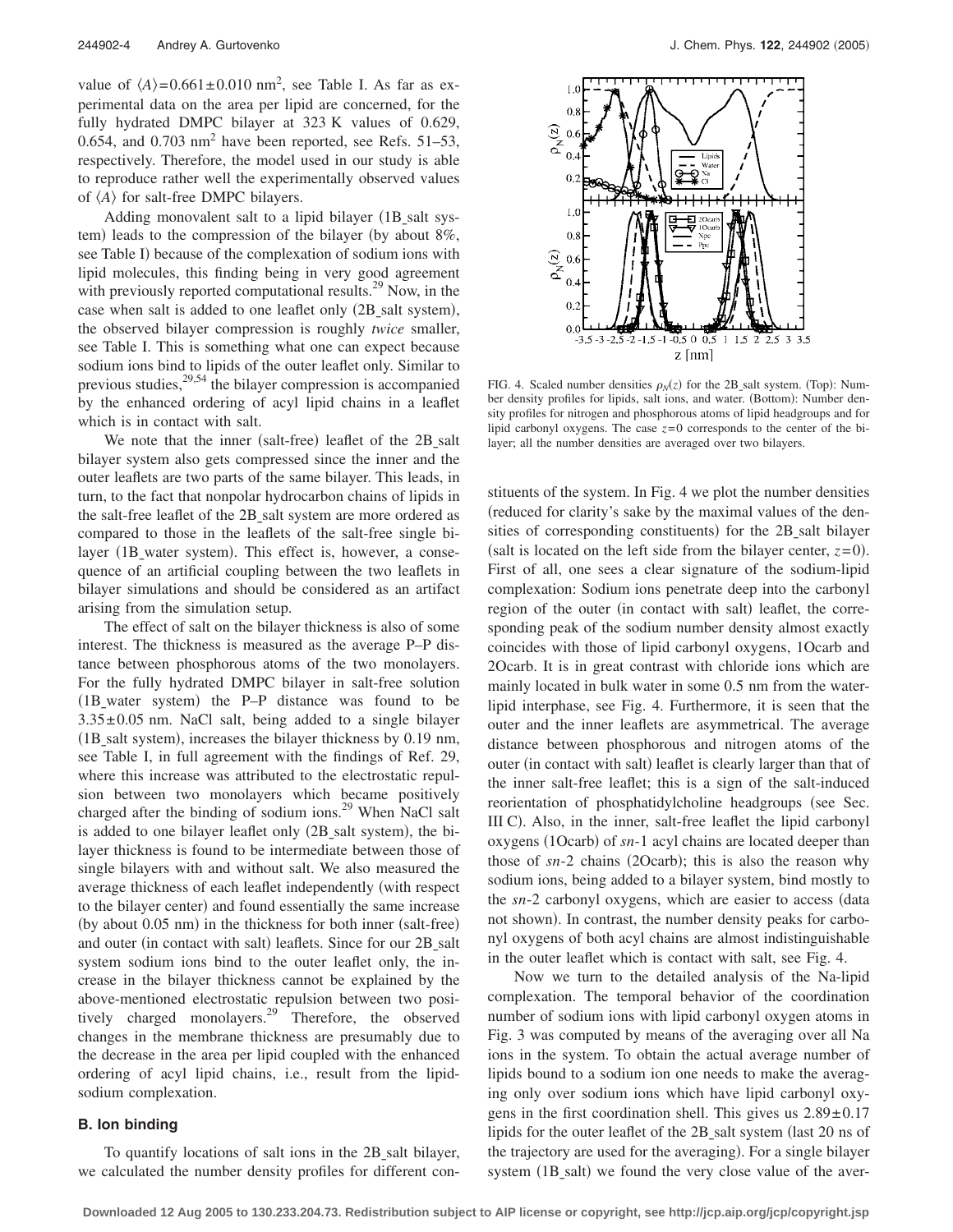value of $\langle A \rangle = 0.661 \pm 0.010$ nm$^2$, see Table I. As far as experimental data on the area per lipid are concerned, for the fully hydrated DMPC bilayer at 323 K values of 0.629, 0.654, and 0.703 nm$^2$ have been reported, see Refs. 51–53, respectively. Therefore, the model used in our study is able to reproduce rather well the experimentally observed values of $\langle A \rangle$ for salt-free DMPC bilayers.

Adding monovalent salt to a lipid bilayer (1B_salt system) leads to the compression of the bilayer (by about 8%, see Table I) because of the complexation of sodium ions with lipid molecules, this finding being in very good agreement with previously reported computational results.[29] Now, in the case when salt is added to one leaflet only (2B_salt system), the observed bilayer compression is roughly *twice* smaller, see Table I. This is something what one can expect because sodium ions bind to lipids of the outer leaflet only. Similar to previous studies,[29,54] the bilayer compression is accompanied by the enhanced ordering of acyl lipid chains in a leaflet which is in contact with salt.

We note that the inner (salt-free) leaflet of the 2B_salt bilayer system also gets compressed since the inner and the outer leaflets are two parts of the same bilayer. This leads, in turn, to the fact that nonpolar hydrocarbon chains of lipids in the salt-free leaflet of the 2B_salt system are more ordered as compared to those in the leaflets of the salt-free single bilayer (1B_water system). This effect is, however, a consequence of an artificial coupling between the two leaflets in bilayer simulations and should be considered as an artifact arising from the simulation setup.

The effect of salt on the bilayer thickness is also of some interest. The thickness is measured as the average P–P distance between phosphorous atoms of the two monolayers. For the fully hydrated DMPC bilayer in salt-free solution (1B_water system) the P–P distance was found to be $3.35 \pm 0.05$ nm. NaCl salt, being added to a single bilayer (1B_salt system), increases the bilayer thickness by 0.19 nm, see Table I, in full agreement with the findings of Ref. 29, where this increase was attributed to the electrostatic repulsion between two monolayers which became positively charged after the binding of sodium ions.[29] When NaCl salt is added to one bilayer leaflet only (2B_salt system), the bilayer thickness is found to be intermediate between those of single bilayers with and without salt. We also measured the average thickness of each leaflet independently (with respect to the bilayer center) and found essentially the same increase (by about 0.05 nm) in the thickness for both inner (salt-free) and outer (in contact with salt) leaflets. Since for our 2B_salt system sodium ions bind to the outer leaflet only, the increase in the bilayer thickness cannot be explained by the above-mentioned electrostatic repulsion between two positively charged monolayers.[29] Therefore, the observed changes in the membrane thickness are presumably due to the decrease in the area per lipid coupled with the enhanced ordering of acyl lipid chains, i.e., result from the lipid-sodium complexation.

### B. Ion binding

To quantify locations of salt ions in the 2B_salt bilayer, we calculated the number density profiles for different constituents of the system. In Fig. 4 we plot the number densities (reduced for clarity's sake by the maximal values of the densities of corresponding constituents) for the 2B_salt bilayer (salt is located on the left side from the bilayer center, $z=0$). First of all, one sees a clear signature of the sodium-lipid complexation: Sodium ions penetrate deep into the carbonyl region of the outer (in contact with salt) leaflet, the corresponding peak of the sodium number density almost exactly coincides with those of lipid carbonyl oxygens, 1Ocarb and 2Ocarb. It is in great contrast with chloride ions which are mainly located in bulk water in some 0.5 nm from the water-lipid interphase, see Fig. 4. Furthermore, it is seen that the outer and the inner leaflets are asymmetrical. The average distance between phosphorous and nitrogen atoms of the outer (in contact with salt) leaflet is clearly larger than that of the inner salt-free leaflet; this is a sign of the salt-induced reorientation of phosphatidylcholine headgroups (see Sec. III C). Also, in the inner, salt-free leaflet the lipid carbonyl oxygens (1Ocarb) of *sn*-1 acyl chains are located deeper than those of *sn*-2 chains (2Ocarb); this is also the reason why sodium ions, being added to a bilayer system, bind mostly to the *sn*-2 carbonyl oxygens, which are easier to access (data not shown). In contrast, the number density peaks for carbonyl oxygens of both acyl chains are almost indistinguishable in the outer leaflet which is contact with salt, see Fig. 4.

FIG. 4. Scaled number densities $\rho_N(z)$ for the 2B_salt system. (Top): Number density profiles for lipids, salt ions, and water. (Bottom): Number density profiles for nitrogen and phosphorous atoms of lipid headgroups and for lipid carbonyl oxygens. The case $z=0$ corresponds to the center of the bilayer; all the number densities are averaged over two bilayers.

Now we turn to the detailed analysis of the Na-lipid complexation. The temporal behavior of the coordination number of sodium ions with lipid carbonyl oxygen atoms in Fig. 3 was computed by means of the averaging over all Na ions in the system. To obtain the actual average number of lipids bound to a sodium ion one needs to make the averaging only over sodium ions which have lipid carbonyl oxygens in the first coordination shell. This gives us $2.89 \pm 0.17$ lipids for the outer leaflet of the 2B_salt system (last 20 ns of the trajectory are used for the averaging). For a single bilayer system (1B_salt) we found the very close value of the aver-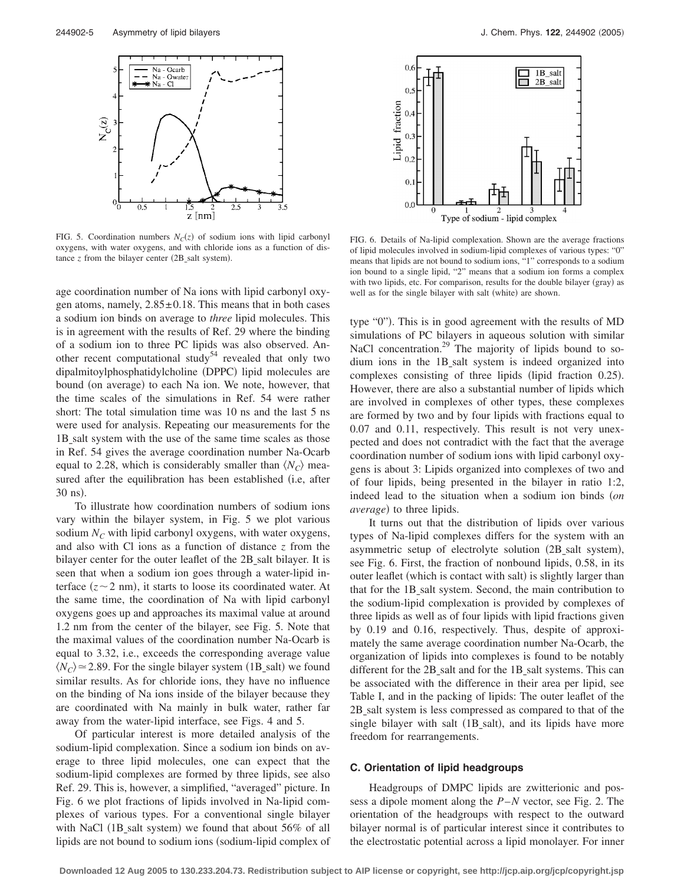FIG. 5. Coordination numbers $N_C(z)$ of sodium ions with lipid carbonyl oxygens, with water oxygens, and with chloride ions as a function of distance $z$ from the bilayer center (2B_salt system).

FIG. 6. Details of Na-lipid complexation. Shown are the average fractions of lipid molecules involved in sodium-lipid complexes of various types: "0" means that lipids are not bound to sodium ions, "1" corresponds to a sodium ion bound to a single lipid, "2" means that a sodium ion forms a complex with two lipids, etc. For comparison, results for the double bilayer (gray) as well as for the single bilayer with salt (white) are shown.

age coordination number of Na ions with lipid carbonyl oxygen atoms, namely, $2.85 \pm 0.18$. This means that in both cases a sodium ion binds on average to *three* lipid molecules. This is in agreement with the results of Ref. 29 where the binding of a sodium ion to three PC lipids was also observed. Another recent computational study[54] revealed that only two dipalmitoylphosphatidylcholine (DPPC) lipid molecules are bound (on average) to each Na ion. We note, however, that the time scales of the simulations in Ref. 54 were rather short: The total simulation time was 10 ns and the last 5 ns were used for analysis. Repeating our measurements for the 1B_salt system with the use of the same time scales as those in Ref. 54 gives the average coordination number Na-Ocarb equal to 2.28, which is considerably smaller than $\langle N_C \rangle$ measured after the equilibration has been established (i.e, after 30 ns).

To illustrate how coordination numbers of sodium ions vary within the bilayer system, in Fig. 5 we plot various sodium $N_C$ with lipid carbonyl oxygens, with water oxygens, and also with Cl ions as a function of distance $z$ from the bilayer center for the outer leaflet of the 2B_salt bilayer. It is seen that when a sodium ion goes through a water-lipid interface ($z \sim 2$ nm), it starts to loose its coordinated water. At the same time, the coordination of Na with lipid carbonyl oxygens goes up and approaches its maximal value at around 1.2 nm from the center of the bilayer, see Fig. 5. Note that the maximal values of the coordination number Na-Ocarb is equal to 3.32, i.e., exceeds the corresponding average value $\langle N_C \rangle \simeq 2.89$. For the single bilayer system (1B_salt) we found similar results. As for chloride ions, they have no influence on the binding of Na ions inside of the bilayer because they are coordinated with Na mainly in bulk water, rather far away from the water-lipid interface, see Figs. 4 and 5.

Of particular interest is more detailed analysis of the sodium-lipid complexation. Since a sodium ion binds on average to three lipid molecules, one can expect that the sodium-lipid complexes are formed by three lipids, see also Ref. 29. This is, however, a simplified, "averaged" picture. In Fig. 6 we plot fractions of lipids involved in Na-lipid complexes of various types. For a conventional single bilayer with NaCl (1B_salt system) we found that about 56% of all lipids are not bound to sodium ions (sodium-lipid complex of type "0"). This is in good agreement with the results of MD simulations of PC bilayers in aqueous solution with similar NaCl concentration.[29] The majority of lipids bound to sodium ions in the 1B_salt system is indeed organized into complexes consisting of three lipids (lipid fraction 0.25). However, there are also a substantial number of lipids which are involved in complexes of other types, these complexes are formed by two and by four lipids with fractions equal to 0.07 and 0.11, respectively. This result is not very unexpected and does not contradict with the fact that the average coordination number of sodium ions with lipid carbonyl oxygens is about 3: Lipids organized into complexes of two and of four lipids, being presented in the bilayer in ratio 1:2, indeed lead to the situation when a sodium ion binds (*on average*) to three lipids.

It turns out that the distribution of lipids over various types of Na-lipid complexes differs for the system with an asymmetric setup of electrolyte solution (2B_salt system), see Fig. 6. First, the fraction of nonbound lipids, 0.58, in its outer leaflet (which is contact with salt) is slightly larger than that for the 1B_salt system. Second, the main contribution to the sodium-lipid complexation is provided by complexes of three lipids as well as of four lipids with lipid fractions given by 0.19 and 0.16, respectively. Thus, despite of approximately the same average coordination number Na-Ocarb, the organization of lipids into complexes is found to be notably different for the 2B_salt and for the 1B_salt systems. This can be associated with the difference in their area per lipid, see Table I, and in the packing of lipids: The outer leaflet of the 2B_salt system is less compressed as compared to that of the single bilayer with salt (1B_salt), and its lipids have more freedom for rearrangements.

### C. Orientation of lipid headgroups

Headgroups of DMPC lipids are zwitterionic and possess a dipole moment along the $P-N$ vector, see Fig. 2. The orientation of the headgroups with respect to the outward bilayer normal is of particular interest since it contributes to the electrostatic potential across a lipid monolayer. For inner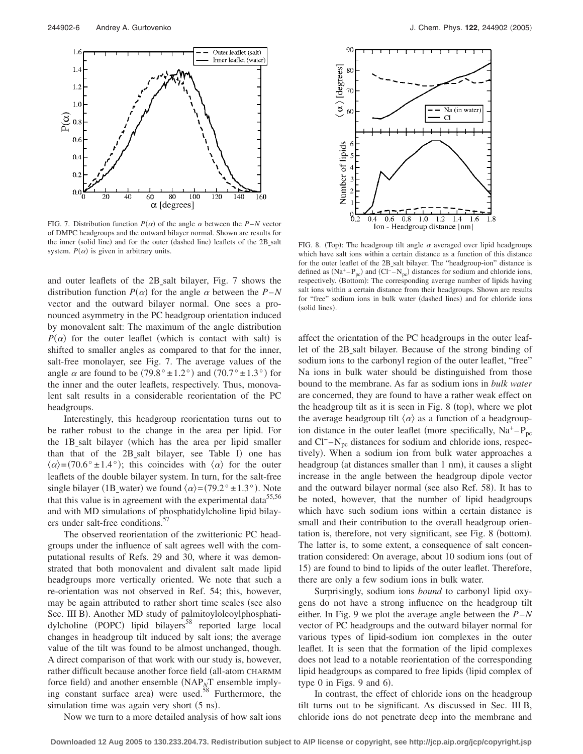FIG. 7. Distribution function $P(\alpha)$ of the angle $\alpha$ between the $P-N$ vector of DMPC headgroups and the outward bilayer normal. Shown are results for the inner (solid line) and for the outer (dashed line) leaflets of the 2B_salt system. $P(\alpha)$ is given in arbitrary units.

FIG. 8. (Top): The headgroup tilt angle $\alpha$ averaged over lipid headgroups which have salt ions within a certain distance as a function of this distance for the outer leaflet of the 2B_salt bilayer. The "headgroup-ion" distance is defined as $(Na^{+}-P_{pc})$ and $(Cl^{-}-N_{pc})$ distances for sodium and chloride ions, respectively. (Bottom): The corresponding average number of lipids having salt ions within a certain distance from their headgroups. Shown are results for "free" sodium ions in bulk water (dashed lines) and for chloride ions (solid lines).

and outer leaflets of the 2B_salt bilayer, Fig. 7 shows the distribution function $P(\alpha)$ for the angle $\alpha$ between the $P-N$ vector and the outward bilayer normal. One sees a pronounced asymmetry in the PC headgroup orientation induced by monovalent salt: The maximum of the angle distribution $P(\alpha)$ for the outer leaflet (which is contact with salt) is shifted to smaller angles as compared to that for the inner, salt-free monolayer, see Fig. 7. The average values of the angle $\alpha$ are found to be $(79.8° \pm 1.2°)$ and $(70.7° \pm 1.3°)$ for the inner and the outer leaflets, respectively. Thus, monovalent salt results in a considerable reorientation of the PC headgroups.

Interestingly, this headgroup reorientation turns out to be rather robust to the change in the area per lipid. For the 1B_salt bilayer (which has the area per lipid smaller than that of the 2B_salt bilayer, see Table I) one has $\langle\alpha\rangle = (70.6° \pm 1.4°)$; this coincides with $\langle\alpha\rangle$ for the outer leaflets of the double bilayer system. In turn, for the salt-free single bilayer (1B_water) we found $\langle\alpha\rangle = (79.2° \pm 1.3°)$. Note that this value is in agreement with the experimental data[55,56] and with MD simulations of phosphatidylcholine lipid bilayers under salt-free conditions.[57]

The observed reorientation of the zwitterionic PC headgroups under the influence of salt agrees well with the computational results of Refs. 29 and 30, where it was demonstrated that both monovalent and divalent salt made lipid headgroups more vertically oriented. We note that such a re-orientation was not observed in Ref. 54; this, however, may be again attributed to rather short time scales (see also Sec. III B). Another MD study of palmitoyloleoylphosphatidylcholine (POPC) lipid bilayers[58] reported large local changes in headgroup tilt induced by salt ions; the average value of the tilt was found to be almost unchanged, though. A direct comparison of that work with our study is, however, rather difficult because another force field (all-atom CHARMM force field) and another ensemble ($NAP_NT$ ensemble implying constant surface area) were used.[58] Furthermore, the simulation time was again very short (5 ns).

Now we turn to a more detailed analysis of how salt ions affect the orientation of the PC headgroups in the outer leaflet of the 2B_salt bilayer. Because of the strong binding of sodium ions to the carbonyl region of the outer leaflet, "free" Na ions in bulk water should be distinguished from those bound to the membrane. As far as sodium ions in *bulk water* are concerned, they are found to have a rather weak effect on the headgroup tilt as it is seen in Fig. 8 (top), where we plot the average headgroup tilt $\langle\alpha\rangle$ as a function of a headgroup-ion distance in the outer leaflet (more specifically, $Na^{+}-P_{pc}$ and $Cl^{-}-N_{pc}$ distances for sodium and chloride ions, respectively). When a sodium ion from bulk water approaches a headgroup (at distances smaller than 1 nm), it causes a slight increase in the angle between the headgroup dipole vector and the outward bilayer normal (see also Ref. 58). It has to be noted, however, that the number of lipid headgroups which have such sodium ions within a certain distance is small and their contribution to the overall headgroup orientation is, therefore, not very significant, see Fig. 8 (bottom). The latter is, to some extent, a consequence of salt concentration considered: On average, about 10 sodium ions (out of 15) are found to bind to lipids of the outer leaflet. Therefore, there are only a few sodium ions in bulk water.

Surprisingly, sodium ions *bound* to carbonyl lipid oxygens do not have a strong influence on the headgroup tilt either. In Fig. 9 we plot the average angle between the $P-N$ vector of PC headgroups and the outward bilayer normal for various types of lipid-sodium ion complexes in the outer leaflet. It is seen that the formation of the lipid complexes does not lead to a notable reorientation of the corresponding lipid headgroups as compared to free lipids (lipid complex of type 0 in Figs. 9 and 6).

In contrast, the effect of chloride ions on the headgroup tilt turns out to be significant. As discussed in Sec. III B, chloride ions do not penetrate deep into the membrane and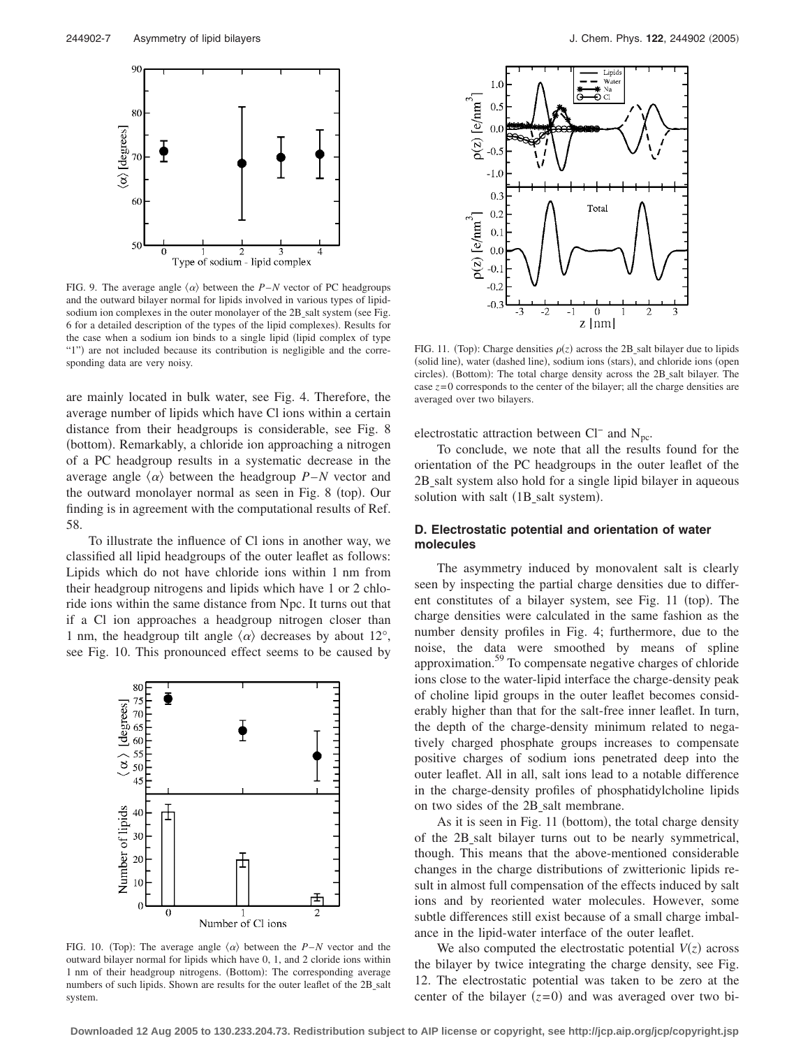FIG. 9. The average angle $\langle\alpha\rangle$ between the $P-N$ vector of PC headgroups and the outward bilayer normal for lipids involved in various types of lipid-sodium ion complexes in the outer monolayer of the 2B_salt system (see Fig. 6 for a detailed description of the types of the lipid complexes). Results for the case when a sodium ion binds to a single lipid (lipid complex of type "1") are not included because its contribution is negligible and the corresponding data are very noisy.

are mainly located in bulk water, see Fig. 4. Therefore, the average number of lipids which have Cl ions within a certain distance from their headgroups is considerable, see Fig. 8 (bottom). Remarkably, a chloride ion approaching a nitrogen of a PC headgroup results in a systematic decrease in the average angle $\langle\alpha\rangle$ between the headgroup $P-N$ vector and the outward monolayer normal as seen in Fig. 8 (top). Our finding is in agreement with the computational results of Ref. 58.

To illustrate the influence of Cl ions in another way, we classified all lipid headgroups of the outer leaflet as follows: Lipids which do not have chloride ions within 1 nm from their headgroup nitrogens and lipids which have 1 or 2 chloride ions within the same distance from Npc. It turns out that if a Cl ion approaches a headgroup nitrogen closer than 1 nm, the headgroup tilt angle $\langle\alpha\rangle$ decreases by about 12°, see Fig. 10. This pronounced effect seems to be caused by electrostatic attraction between $Cl^-$ and $N_{pc}$.

FIG. 10. (Top): The average angle $\langle\alpha\rangle$ between the $P-N$ vector and the outward bilayer normal for lipids which have 0, 1, and 2 cloride ions within 1 nm of their headgroup nitrogens. (Bottom): The corresponding average numbers of such lipids. Shown are results for the outer leaflet of the 2B_salt system.

FIG. 11. (Top): Charge densities $\rho(z)$ across the 2B_salt bilayer due to lipids (solid line), water (dashed line), sodium ions (stars), and chloride ions (open circles). (Bottom): The total charge density across the 2B_salt bilayer. The case $z=0$ corresponds to the center of the bilayer; all the charge densities are averaged over two bilayers.

To conclude, we note that all the results found for the orientation of the PC headgroups in the outer leaflet of the 2B_salt system also hold for a single lipid bilayer in aqueous solution with salt (1B_salt system).

### D. Electrostatic potential and orientation of water molecules

The asymmetry induced by monovalent salt is clearly seen by inspecting the partial charge densities due to different constitutes of a bilayer system, see Fig. 11 (top). The charge densities were calculated in the same fashion as the number density profiles in Fig. 4; furthermore, due to the noise, the data were smoothed by means of spline approximation.[59] To compensate negative charges of chloride ions close to the water-lipid interface the charge-density peak of choline lipid groups in the outer leaflet becomes considerably higher than that for the salt-free inner leaflet. In turn, the depth of the charge-density minimum related to negatively charged phosphate groups increases to compensate positive charges of sodium ions penetrated deep into the outer leaflet. All in all, salt ions lead to a notable difference in the charge-density profiles of phosphatidylcholine lipids on two sides of the 2B_salt membrane.

As it is seen in Fig. 11 (bottom), the total charge density of the 2B_salt bilayer turns out to be nearly symmetrical, though. This means that the above-mentioned considerable changes in the charge distributions of zwitterionic lipids result in almost full compensation of the effects induced by salt ions and by reoriented water molecules. However, some subtle differences still exist because of a small charge imbalance in the lipid-water interface of the outer leaflet.

We also computed the electrostatic potential $V(z)$ across the bilayer by twice integrating the charge density, see Fig. 12. The electrostatic potential was taken to be zero at the center of the bilayer ($z=0$) and was averaged over two bi-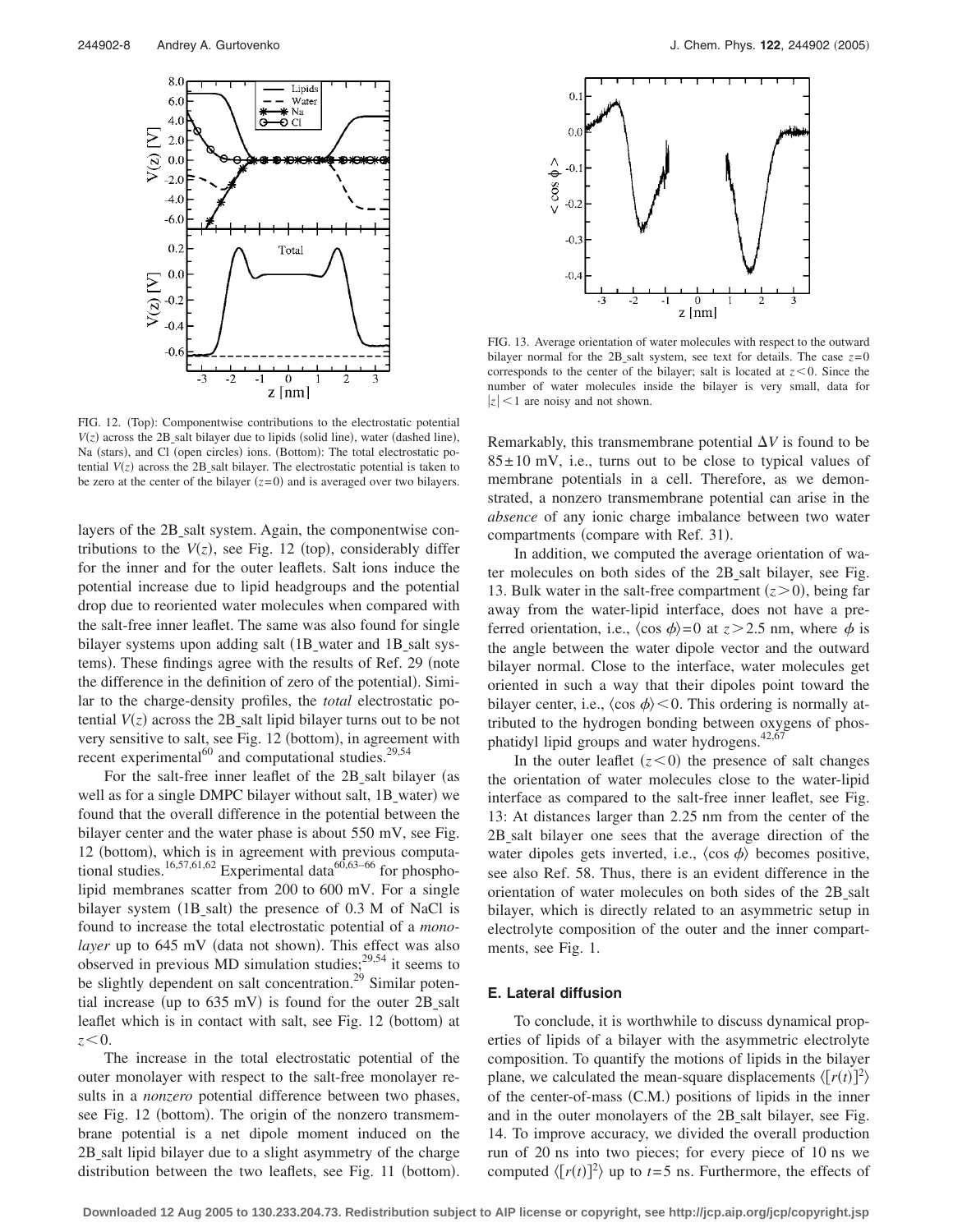FIG. 12. (Top): Componentwise contributions to the electrostatic potential $V(z)$ across the 2B_salt bilayer due to lipids (solid line), water (dashed line), Na (stars), and Cl (open circles) ions. (Bottom): The total electrostatic potential $V(z)$ across the 2B_salt bilayer. The electrostatic potential is taken to be zero at the center of the bilayer ($z=0$) and is averaged over two bilayers.

layers of the 2B_salt system. Again, the componentwise contributions to the $V(z)$, see Fig. 12 (top), considerably differ for the inner and for the outer leaflets. Salt ions induce the potential increase due to lipid headgroups and the potential drop due to reoriented water molecules when compared with the salt-free inner leaflet. The same was also found for single bilayer systems upon adding salt (1B_water and 1B_salt systems). These findings agree with the results of Ref. 29 (note the difference in the definition of zero of the potential). Similar to the charge-density profiles, the *total* electrostatic potential $V(z)$ across the 2B_salt lipid bilayer turns out to be not very sensitive to salt, see Fig. 12 (bottom), in agreement with recent experimental[60] and computational studies.[29,54]

For the salt-free inner leaflet of the 2B_salt bilayer (as well as for a single DMPC bilayer without salt, 1B_water) we found that the overall difference in the potential between the bilayer center and the water phase is about 550 mV, see Fig. 12 (bottom), which is in agreement with previous computational studies.[16,57,61,62] Experimental data[60,63–66] for phospholipid membranes scatter from 200 to 600 mV. For a single bilayer system (1B_salt) the presence of 0.3 M of NaCl is found to increase the total electrostatic potential of a *monolayer* up to 645 mV (data not shown). This effect was also observed in previous MD simulation studies;[29,54] it seems to be slightly dependent on salt concentration.[29] Similar potential increase (up to 635 mV) is found for the outer 2B_salt leaflet which is in contact with salt, see Fig. 12 (bottom) at $z<0$.

The increase in the total electrostatic potential of the outer monolayer with respect to the salt-free monolayer results in a *nonzero* potential difference between two phases, see Fig. 12 (bottom). The origin of the nonzero transmembrane potential is a net dipole moment induced on the 2B_salt lipid bilayer due to a slight asymmetry of the charge distribution between the two leaflets, see Fig. 11 (bottom). Remarkably, this transmembrane potential $\Delta V$ is found to be $85 \pm 10$ mV, i.e., turns out to be close to typical values of membrane potentials in a cell. Therefore, as we demonstrated, a nonzero transmembrane potential can arise in the *absence* of any ionic charge imbalance between two water compartments (compare with Ref. 31).

In addition, we computed the average orientation of water molecules on both sides of the 2B_salt bilayer, see Fig. 13. Bulk water in the salt-free compartment ($z>0$), being far away from the water-lipid interface, does not have a preferred orientation, i.e., $\langle \cos \phi \rangle = 0$ at $z>2.5$ nm, where $\phi$ is the angle between the water dipole vector and the outward bilayer normal. Close to the interface, water molecules get oriented in such a way that their dipoles point toward the bilayer center, i.e., $\langle \cos \phi \rangle < 0$. This ordering is normally attributed to the hydrogen bonding between oxygens of phosphatidyl lipid groups and water hydrogens.[42,67]

In the outer leaflet ($z<0$) the presence of salt changes the orientation of water molecules close to the water-lipid interface as compared to the salt-free inner leaflet, see Fig. 13: At distances larger than 2.25 nm from the center of the 2B_salt bilayer one sees that the average direction of the water dipoles gets inverted, i.e., $\langle \cos \phi \rangle$ becomes positive, see also Ref. 58. Thus, there is an evident difference in the orientation of water molecules on both sides of the 2B_salt bilayer, which is directly related to an asymmetric setup in electrolyte composition of the outer and the inner compartments, see Fig. 1.

FIG. 13. Average orientation of water molecules with respect to the outward bilayer normal for the 2B_salt system, see text for details. The case $z=0$ corresponds to the center of the bilayer; salt is located at $z<0$. Since the number of water molecules inside the bilayer is very small, data for $|z|<1$ are noisy and not shown.

### E. Lateral diffusion

To conclude, it is worthwhile to discuss dynamical properties of lipids of a bilayer with the asymmetric electrolyte composition. To quantify the motions of lipids in the bilayer plane, we calculated the mean-square displacements $\langle [r(t)]^2 \rangle$ of the center-of-mass (C.M.) positions of lipids in the inner and in the outer monolayers of the 2B_salt bilayer, see Fig. 14. To improve accuracy, we divided the overall production run of 20 ns into two pieces; for every piece of 10 ns we computed $\langle [r(t)]^2 \rangle$ up to $t=5$ ns. Furthermore, the effects of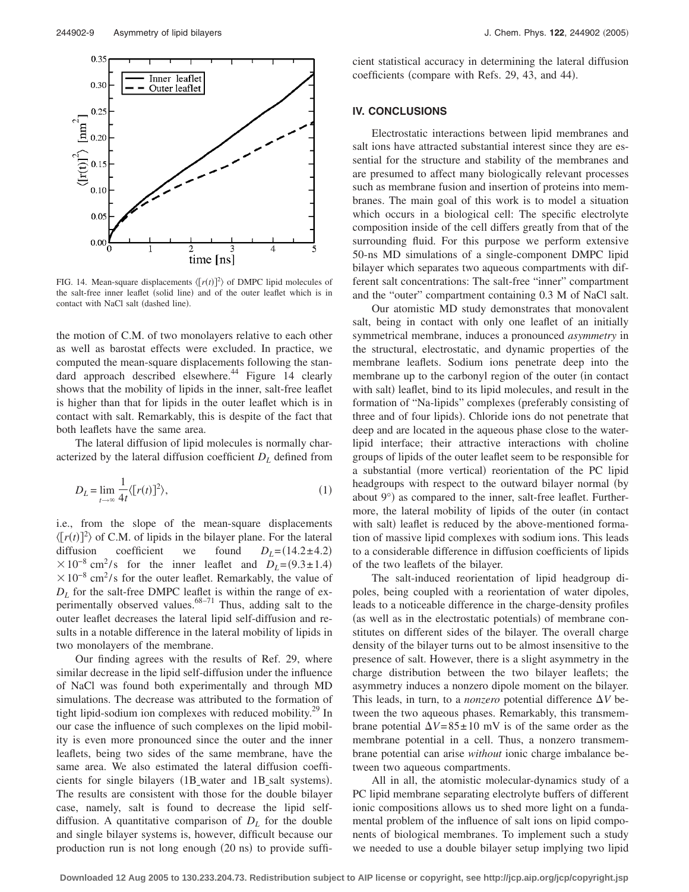FIG. 14. Mean-square displacements $\langle [r(t)]^2 \rangle$ of DMPC lipid molecules of the salt-free inner leaflet (solid line) and of the outer leaflet which is in contact with NaCl salt (dashed line).

the motion of C.M. of two monolayers relative to each other as well as barostat effects were excluded. In practice, we computed the mean-square displacements following the standard approach described elsewhere.[44] Figure 14 clearly shows that the mobility of lipids in the inner, salt-free leaflet is higher than that for lipids in the outer leaflet which is in contact with salt. Remarkably, this is despite of the fact that both leaflets have the same area.

The lateral diffusion of lipid molecules is normally characterized by the lateral diffusion coefficient $D_L$ defined from

$$D_L = \lim_{t\to\infty} \frac{1}{4t} \langle [r(t)]^2 \rangle, \tag{1}$$

i.e., from the slope of the mean-square displacements $\langle [r(t)]^2 \rangle$ of C.M. of lipids in the bilayer plane. For the lateral diffusion coefficient we found $D_L = (14.2 \pm 4.2) \times 10^{-8}$ cm$^2$/s for the inner leaflet and $D_L = (9.3 \pm 1.4) \times 10^{-8}$ cm$^2$/s for the outer leaflet. Remarkably, the value of $D_L$ for the salt-free DMPC leaflet is within the range of experimentally observed values.[68–71] Thus, adding salt to the outer leaflet decreases the lateral lipid self-diffusion and results in a notable difference in the lateral mobility of lipids in two monolayers of the membrane.

Our finding agrees with the results of Ref. 29, where similar decrease in the lipid self-diffusion under the influence of NaCl was found both experimentally and through MD simulations. The decrease was attributed to the formation of tight lipid-sodium ion complexes with reduced mobility.[29] In our case the influence of such complexes on the lipid mobility is even more pronounced since the outer and the inner leaflets, being two sides of the same membrane, have the same area. We also estimated the lateral diffusion coefficients for single bilayers (1B_water and 1B_salt systems). The results are consistent with those for the double bilayer case, namely, salt is found to decrease the lipid self-diffusion. A quantitative comparison of $D_L$ for the double and single bilayer systems is, however, difficult because our production run is not long enough (20 ns) to provide sufficient statistical accuracy in determining the lateral diffusion coefficients (compare with Refs. 29, 43, and 44).

## IV. CONCLUSIONS

Electrostatic interactions between lipid membranes and salt ions have attracted substantial interest since they are essential for the structure and stability of the membranes and are presumed to affect many biologically relevant processes such as membrane fusion and insertion of proteins into membranes. The main goal of this work is to model a situation which occurs in a biological cell: The specific electrolyte composition inside of the cell differs greatly from that of the surrounding fluid. For this purpose we perform extensive 50-ns MD simulations of a single-component DMPC lipid bilayer which separates two aqueous compartments with different salt concentrations: The salt-free "inner" compartment and the "outer" compartment containing 0.3 M of NaCl salt.

Our atomistic MD study demonstrates that monovalent salt, being in contact with only one leaflet of an initially symmetrical membrane, induces a pronounced *asymmetry* in the structural, electrostatic, and dynamic properties of the membrane leaflets. Sodium ions penetrate deep into the membrane up to the carbonyl region of the outer (in contact with salt) leaflet, bind to its lipid molecules, and result in the formation of "Na-lipids" complexes (preferably consisting of three and of four lipids). Chloride ions do not penetrate that deep and are located in the aqueous phase close to the water-lipid interface; their attractive interactions with choline groups of lipids of the outer leaflet seem to be responsible for a substantial (more vertical) reorientation of the PC lipid headgroups with respect to the outward bilayer normal (by about 9°) as compared to the inner, salt-free leaflet. Furthermore, the lateral mobility of lipids of the outer (in contact with salt) leaflet is reduced by the above-mentioned formation of massive lipid complexes with sodium ions. This leads to a considerable difference in diffusion coefficients of lipids of the two leaflets of the bilayer.

The salt-induced reorientation of lipid headgroup dipoles, being coupled with a reorientation of water dipoles, leads to a noticeable difference in the charge-density profiles (as well as in the electrostatic potentials) of membrane constitutes on different sides of the bilayer. The overall charge density of the bilayer turns out to be almost insensitive to the presence of salt. However, there is a slight asymmetry in the charge distribution between the two bilayer leaflets; the asymmetry induces a nonzero dipole moment on the bilayer. This leads, in turn, to a *nonzero* potential difference $\Delta V$ between the two aqueous phases. Remarkably, this transmembrane potential $\Delta V = 85 \pm 10$ mV is of the same order as the membrane potential in a cell. Thus, a nonzero transmembrane potential can arise *without* ionic charge imbalance between two aqueous compartments.

All in all, the atomistic molecular-dynamics study of a PC lipid membrane separating electrolyte buffers of different ionic compositions allows us to shed more light on a fundamental problem of the influence of salt ions on lipid components of biological membranes. To implement such a study we needed to use a double bilayer setup implying two lipid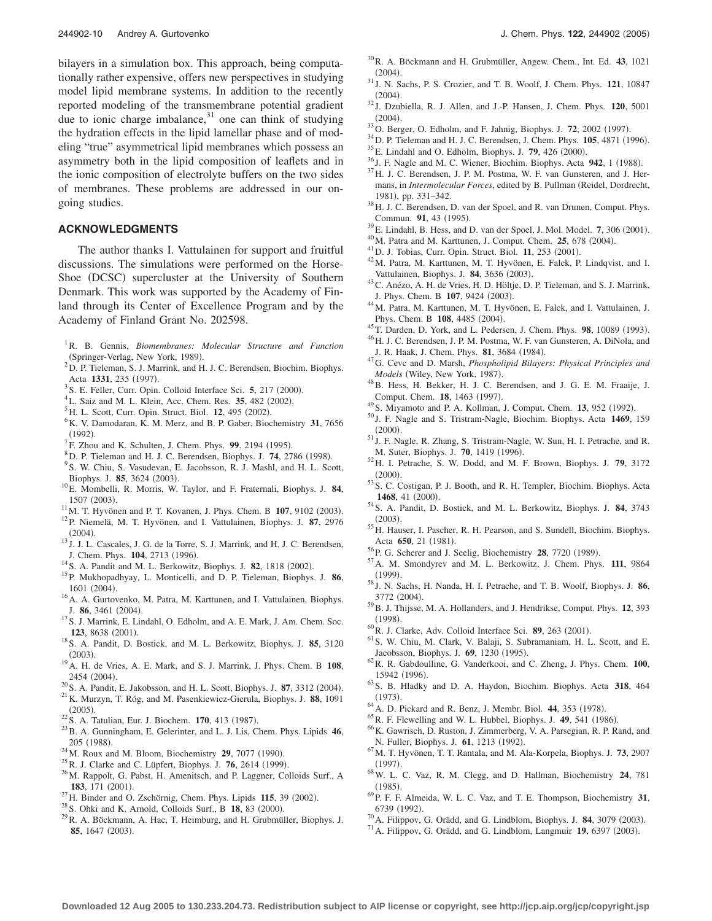bilayers in a simulation box. This approach, being computationally rather expensive, offers new perspectives in studying model lipid membrane systems. In addition to the recently reported modeling of the transmembrane potential gradient due to ionic charge imbalance,[31] one can think of studying the hydration effects in the lipid lamellar phase and of modeling "true" asymmetrical lipid membranes which possess an asymmetry both in the lipid composition of leaflets and in the ionic composition of electrolyte buffers on the two sides of membranes. These problems are addressed in our ongoing studies.

## ACKNOWLEDGMENTS

The author thanks I. Vattulainen for support and fruitful discussions. The simulations were performed on the HorseShoe (DCSC) supercluster at the University of Southern Denmark. This work was supported by the Academy of Finland through its Center of Excellence Program and by the Academy of Finland Grant No. 202598.

[1] R. B. Gennis, *Biomembranes: Molecular Structure and Function* (Springer-Verlag, New York, 1989).
[2] D. P. Tieleman, S. J. Marrink, and H. J. C. Berendsen, Biochim. Biophys. Acta **1331**, 235 (1997).
[3] S. E. Feller, Curr. Opin. Colloid Interface Sci. **5**, 217 (2000).
[4] L. Saiz and M. L. Klein, Acc. Chem. Res. **35**, 482 (2002).
[5] H. L. Scott, Curr. Opin. Struct. Biol. **12**, 495 (2002).
[6] K. V. Damodaran, K. M. Merz, and B. P. Gaber, Biochemistry **31**, 7656 (1992).
[7] F. Zhou and K. Schulten, J. Chem. Phys. **99**, 2194 (1995).
[8] D. P. Tieleman and H. J. C. Berendsen, Biophys. J. **74**, 2786 (1998).
[9] S. W. Chiu, S. Vasudevan, E. Jacobsson, R. J. Mashl, and H. L. Scott, Biophys. J. **85**, 3624 (2003).
[10] E. Mombelli, R. Morris, W. Taylor, and F. Fraternali, Biophys. J. **84**, 1507 (2003).
[11] M. T. Hyvönen and P. T. Kovanen, J. Phys. Chem. B **107**, 9102 (2003).
[12] P. Niemelä, M. T. Hyvönen, and I. Vattulainen, Biophys. J. **87**, 2976 (2004).
[13] J. J. L. Cascales, J. G. de la Torre, S. J. Marrink, and H. J. C. Berendsen, J. Chem. Phys. **104**, 2713 (1996).
[14] S. A. Pandit and M. L. Berkowitz, Biophys. J. **82**, 1818 (2002).
[15] P. Mukhopadhyay, L. Monticelli, and D. P. Tieleman, Biophys. J. **86**, 1601 (2004).
[16] A. A. Gurtovenko, M. Patra, M. Karttunen, and I. Vattulainen, Biophys. J. **86**, 3461 (2004).
[17] S. J. Marrink, E. Lindahl, O. Edholm, and A. E. Mark, J. Am. Chem. Soc. **123**, 8638 (2001).
[18] S. A. Pandit, D. Bostick, and M. L. Berkowitz, Biophys. J. **85**, 3120 (2003).
[19] A. H. de Vries, A. E. Mark, and S. J. Marrink, J. Phys. Chem. B **108**, 2454 (2004).
[20] S. A. Pandit, E. Jakobsson, and H. L. Scott, Biophys. J. **87**, 3312 (2004).
[21] K. Murzyn, T. Róg, and M. Pasenkiewicz-Gierula, Biophys. J. **88**, 1091 (2005).
[22] S. A. Tatulian, Eur. J. Biochem. **170**, 413 (1987).
[23] B. A. Gunningham, E. Gelerinter, and L. J. Lis, Chem. Phys. Lipids **46**, 205 (1988).
[24] M. Roux and M. Bloom, Biochemistry **29**, 7077 (1990).
[25] R. J. Clarke and C. Lüpfert, Biophys. J. **76**, 2614 (1999).
[26] M. Rappolt, G. Pabst, H. Amenitsch, and P. Laggner, Colloids Surf., A **183**, 171 (2001).
[27] H. Binder and O. Zschörnig, Chem. Phys. Lipids **115**, 39 (2002).
[28] S. Ohki and K. Arnold, Colloids Surf., B **18**, 83 (2000).
[29] R. A. Böckmann, A. Hac, T. Heimburg, and H. Grubmüller, Biophys. J. **85**, 1647 (2003).
[30] R. A. Böckmann and H. Grubmüller, Angew. Chem., Int. Ed. **43**, 1021 (2004).
[31] J. N. Sachs, P. S. Crozier, and T. B. Woolf, J. Chem. Phys. **121**, 10847 (2004).
[32] J. Dzubiella, R. J. Allen, and J.-P. Hansen, J. Chem. Phys. **120**, 5001 (2004).
[33] O. Berger, O. Edholm, and F. Jahnig, Biophys. J. **72**, 2002 (1997).
[34] D. P. Tieleman and H. J. C. Berendsen, J. Chem. Phys. **105**, 4871 (1996).
[35] E. Lindahl and O. Edholm, Biophys. J. **79**, 426 (2000).
[36] J. F. Nagle and M. C. Wiener, Biochim. Biophys. Acta **942**, 1 (1988).
[37] H. J. C. Berendsen, J. P. M. Postma, W. F. van Gunsteren, and J. Hermans, in *Intermolecular Forces*, edited by B. Pullman (Reidel, Dordrecht, 1981), pp. 331–342.
[38] H. J. C. Berendsen, D. van der Spoel, and R. van Drunen, Comput. Phys. Commun. **91**, 43 (1995).
[39] E. Lindahl, B. Hess, and D. van der Spoel, J. Mol. Model. **7**, 306 (2001).
[40] M. Patra and M. Karttunen, J. Comput. Chem. **25**, 678 (2004).
[41] D. J. Tobias, Curr. Opin. Struct. Biol. **11**, 253 (2001).
[42] M. Patra, M. Karttunen, M. T. Hyvönen, E. Falck, P. Lindqvist, and I. Vattulainen, Biophys. J. **84**, 3636 (2003).
[43] C. Anézo, A. H. de Vries, H. D. Höltje, D. P. Tieleman, and S. J. Marrink, J. Phys. Chem. B **107**, 9424 (2003).
[44] M. Patra, M. Karttunen, M. T. Hyvönen, E. Falck, and I. Vattulainen, J. Phys. Chem. B **108**, 4485 (2004).
[45] T. Darden, D. York, and L. Pedersen, J. Chem. Phys. **98**, 10089 (1993).
[46] H. J. C. Berendsen, J. P. M. Postma, W. F. van Gunsteren, A. DiNola, and J. R. Haak, J. Chem. Phys. **81**, 3684 (1984).
[47] G. Cevc and D. Marsh, *Phospholipid Bilayers: Physical Principles and Models* (Wiley, New York, 1987).
[48] B. Hess, H. Bekker, H. J. C. Berendsen, and J. G. E. M. Fraaije, J. Comput. Chem. **18**, 1463 (1997).
[49] S. Miyamoto and P. A. Kollman, J. Comput. Chem. **13**, 952 (1992).
[50] J. F. Nagle and S. Tristram-Nagle, Biochim. Biophys. Acta **1469**, 159 (2000).
[51] J. F. Nagle, R. Zhang, S. Tristram-Nagle, W. Sun, H. I. Petrache, and R. M. Suter, Biophys. J. **70**, 1419 (1996).
[52] H. I. Petrache, S. W. Dodd, and M. F. Brown, Biophys. J. **79**, 3172 (2000).
[53] S. C. Costigan, P. J. Booth, and R. H. Templer, Biochim. Biophys. Acta **1468**, 41 (2000).
[54] S. A. Pandit, D. Bostick, and M. L. Berkowitz, Biophys. J. **84**, 3743 (2003).
[55] H. Hauser, I. Pascher, R. H. Pearson, and S. Sundell, Biochim. Biophys. Acta **650**, 21 (1981).
[56] P. G. Scherer and J. Seelig, Biochemistry **28**, 7720 (1989).
[57] A. M. Smondyrev and M. L. Berkowitz, J. Chem. Phys. **111**, 9864 (1999).
[58] J. N. Sachs, H. Nanda, H. I. Petrache, and T. B. Woolf, Biophys. J. **86**, 3772 (2004).
[59] B. J. Thijsse, M. A. Hollanders, and J. Hendrikse, Comput. Phys. **12**, 393 (1998).
[60] R. J. Clarke, Adv. Colloid Interface Sci. **89**, 263 (2001).
[61] S. W. Chiu, M. Clark, V. Balaji, S. Subramaniam, H. L. Scott, and E. Jacobsson, Biophys. J. **69**, 1230 (1995).
[62] R. R. Gabdoulline, G. Vanderkooi, and C. Zheng, J. Phys. Chem. **100**, 15942 (1996).
[63] S. B. Hladky and D. A. Haydon, Biochim. Biophys. Acta **318**, 464 (1973).
[64] A. D. Pickard and R. Benz, J. Membr. Biol. **44**, 353 (1978).
[65] R. F. Flewelling and W. L. Hubbel, Biophys. J. **49**, 541 (1986).
[66] K. Gawrisch, D. Ruston, J. Zimmerberg, V. A. Parsegian, R. P. Rand, and N. Fuller, Biophys. J. **61**, 1213 (1992).
[67] M. T. Hyvönen, T. T. Rantala, and M. Ala-Korpela, Biophys. J. **73**, 2907 (1997).
[68] W. L. C. Vaz, R. M. Clegg, and D. Hallman, Biochemistry **24**, 781 (1985).
[69] P. F. F. Almeida, W. L. C. Vaz, and T. E. Thompson, Biochemistry **31**, 6739 (1992).
[70] A. Filippov, G. Orädd, and G. Lindblom, Biophys. J. **84**, 3079 (2003).
[71] A. Filippov, G. Orädd, and G. Lindblom, Langmuir **19**, 6397 (2003).